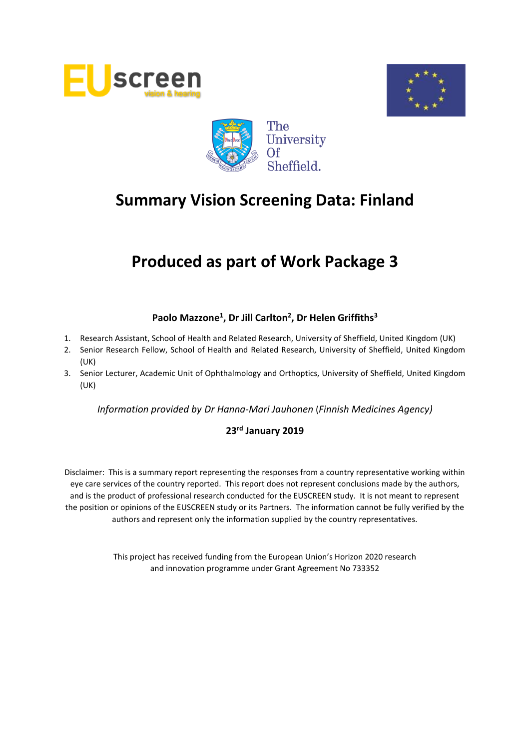# Summary Vision Screening Data: Finland

# Produced as part of Work Package 3

**Paolo Mazzone[1], Dr Jill Carlton[2], Dr Helen Griffiths[3]**

1. Research Assistant, School of Health and Related Research, University of Sheffield, United Kingdom (UK)
2. Senior Research Fellow, School of Health and Related Research, University of Sheffield, United Kingdom (UK)
3. Senior Lecturer, Academic Unit of Ophthalmology and Orthoptics, University of Sheffield, United Kingdom (UK)

*Information provided by Dr Hanna-Mari Jauhonen* (*Finnish Medicines Agency)*

**23rd January 2019**

Disclaimer: This is a summary report representing the responses from a country representative working within eye care services of the country reported. This report does not represent conclusions made by the authors, and is the product of professional research conducted for the EUSCREEN study. It is not meant to represent the position or opinions of the EUSCREEN study or its Partners. The information cannot be fully verified by the authors and represent only the information supplied by the country representatives.

This project has received funding from the European Union's Horizon 2020 research and innovation programme under Grant Agreement No 733352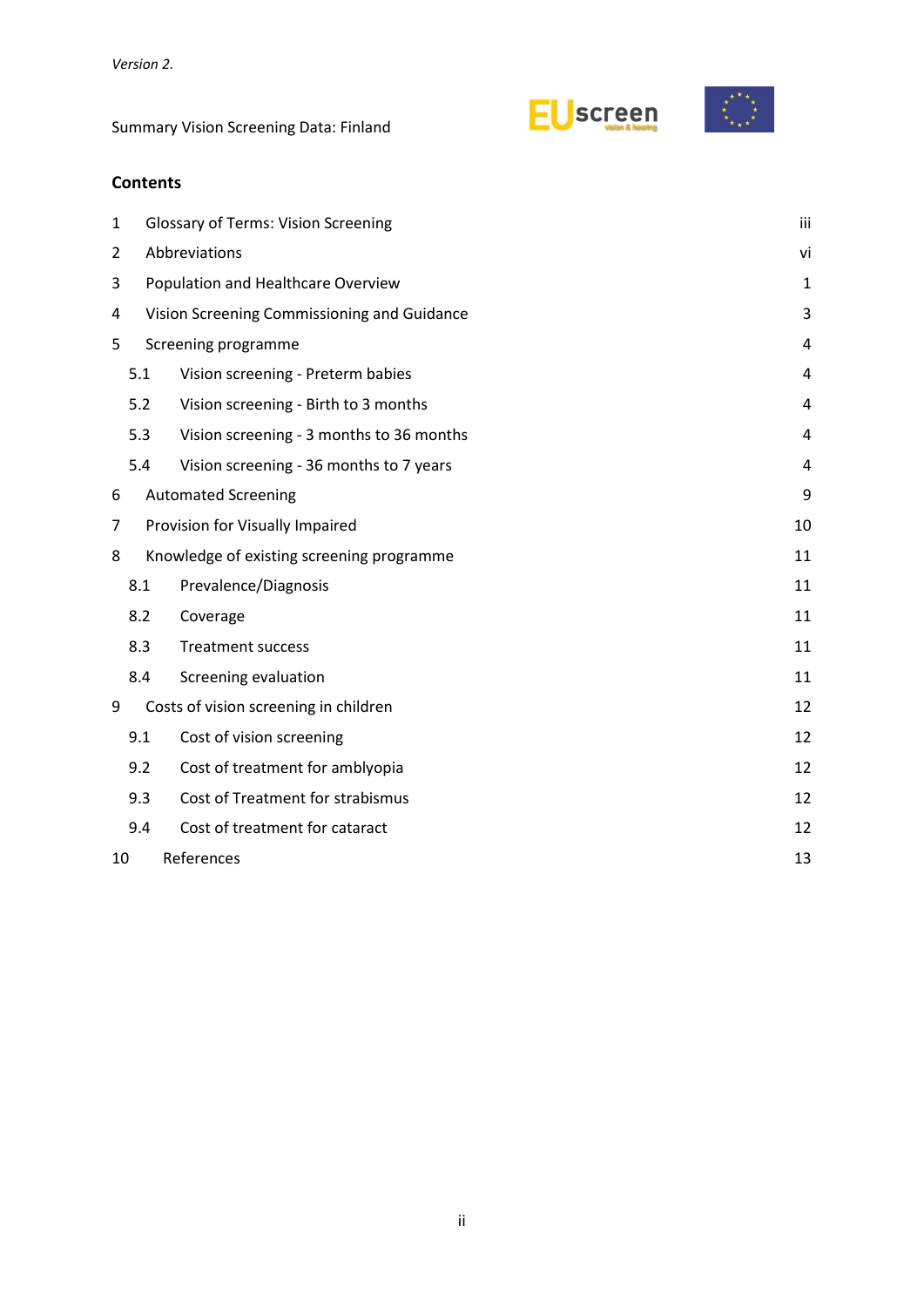*Version 2.*

Summary Vision Screening Data: Finland

## Contents

| | | |
|---|---|---|
| 1 | Glossary of Terms: Vision Screening | iii |
| 2 | Abbreviations | vi |
| 3 | Population and Healthcare Overview | 1 |
| 4 | Vision Screening Commissioning and Guidance | 3 |
| 5 | Screening programme | 4 |
| 5.1 | Vision screening - Preterm babies | 4 |
| 5.2 | Vision screening - Birth to 3 months | 4 |
| 5.3 | Vision screening - 3 months to 36 months | 4 |
| 5.4 | Vision screening - 36 months to 7 years | 4 |
| 6 | Automated Screening | 9 |
| 7 | Provision for Visually Impaired | 10 |
| 8 | Knowledge of existing screening programme | 11 |
| 8.1 | Prevalence/Diagnosis | 11 |
| 8.2 | Coverage | 11 |
| 8.3 | Treatment success | 11 |
| 8.4 | Screening evaluation | 11 |
| 9 | Costs of vision screening in children | 12 |
| 9.1 | Cost of vision screening | 12 |
| 9.2 | Cost of treatment for amblyopia | 12 |
| 9.3 | Cost of Treatment for strabismus | 12 |
| 9.4 | Cost of treatment for cataract | 12 |
| 10 | References | 13 |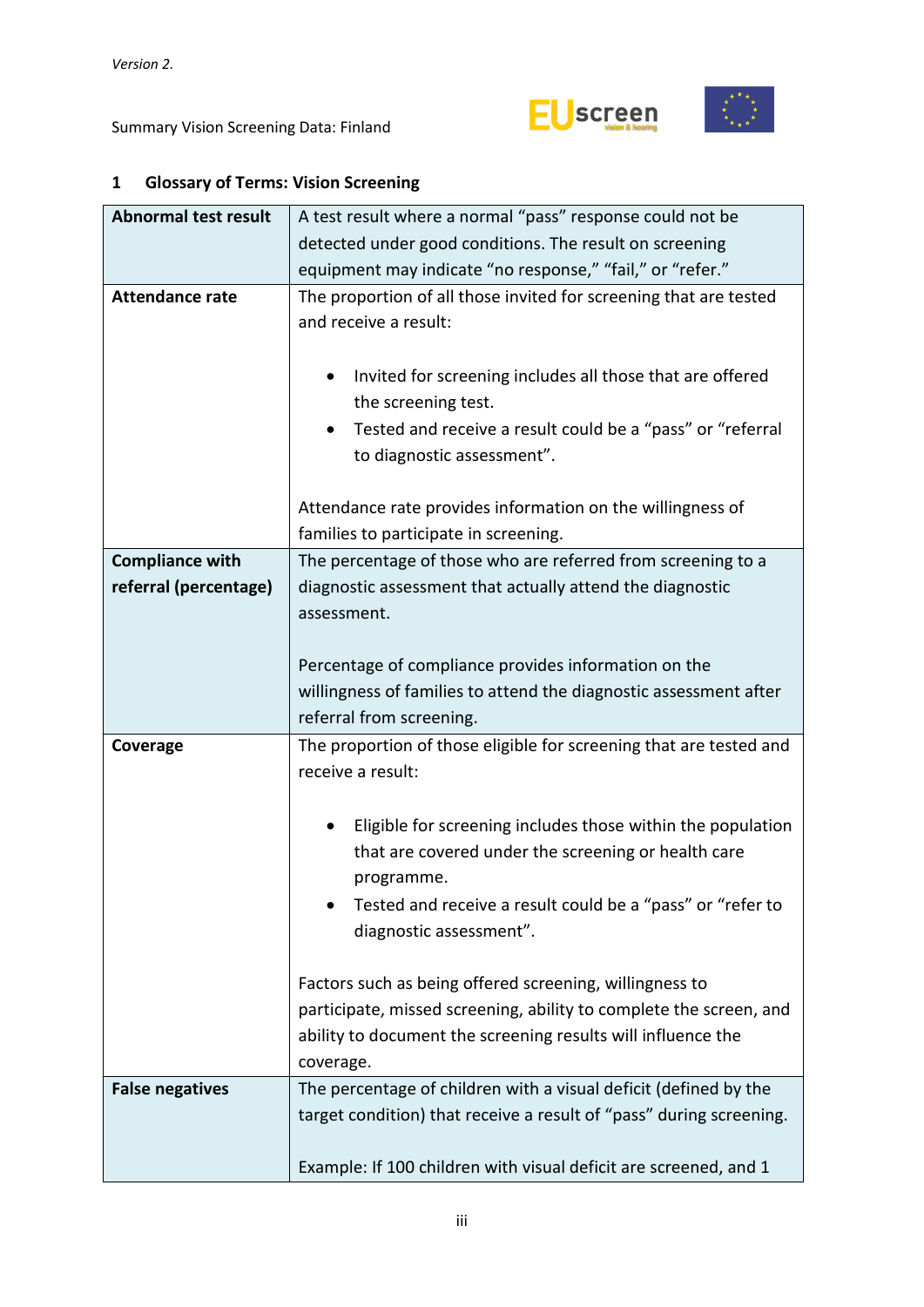## 1 Glossary of Terms: Vision Screening

| | |
|---|---|
| **Abnormal test result** | A test result where a normal "pass" response could not be detected under good conditions. The result on screening equipment may indicate "no response," "fail," or "refer." |
| **Attendance rate** | The proportion of all those invited for screening that are tested and receive a result:<br><br>• Invited for screening includes all those that are offered the screening test.<br>• Tested and receive a result could be a "pass" or "referral to diagnostic assessment".<br><br>Attendance rate provides information on the willingness of families to participate in screening. |
| **Compliance with referral (percentage)** | The percentage of those who are referred from screening to a diagnostic assessment that actually attend the diagnostic assessment.<br><br>Percentage of compliance provides information on the willingness of families to attend the diagnostic assessment after referral from screening. |
| **Coverage** | The proportion of those eligible for screening that are tested and receive a result:<br><br>• Eligible for screening includes those within the population that are covered under the screening or health care programme.<br>• Tested and receive a result could be a "pass" or "refer to diagnostic assessment".<br><br>Factors such as being offered screening, willingness to participate, missed screening, ability to complete the screen, and ability to document the screening results will influence the coverage. |
| **False negatives** | The percentage of children with a visual deficit (defined by the target condition) that receive a result of "pass" during screening.<br><br>Example: If 100 children with visual deficit are screened, and 1 |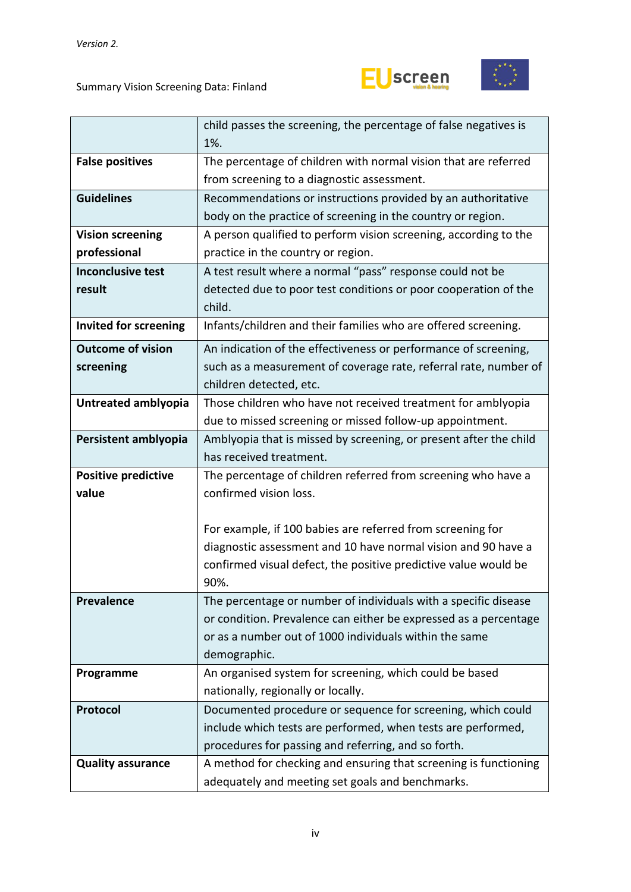| | |
|---|---|
| | child passes the screening, the percentage of false negatives is 1%. |
| **False positives** | The percentage of children with normal vision that are referred from screening to a diagnostic assessment. |
| **Guidelines** | Recommendations or instructions provided by an authoritative body on the practice of screening in the country or region. |
| **Vision screening professional** | A person qualified to perform vision screening, according to the practice in the country or region. |
| **Inconclusive test result** | A test result where a normal “pass” response could not be detected due to poor test conditions or poor cooperation of the child. |
| **Invited for screening** | Infants/children and their families who are offered screening. |
| **Outcome of vision screening** | An indication of the effectiveness or performance of screening, such as a measurement of coverage rate, referral rate, number of children detected, etc. |
| **Untreated amblyopia** | Those children who have not received treatment for amblyopia due to missed screening or missed follow-up appointment. |
| **Persistent amblyopia** | Amblyopia that is missed by screening, or present after the child has received treatment. |
| **Positive predictive value** | The percentage of children referred from screening who have a confirmed vision loss.<br><br>For example, if 100 babies are referred from screening for diagnostic assessment and 10 have normal vision and 90 have a confirmed visual defect, the positive predictive value would be 90%. |
| **Prevalence** | The percentage or number of individuals with a specific disease or condition. Prevalence can either be expressed as a percentage or as a number out of 1000 individuals within the same demographic. |
| **Programme** | An organised system for screening, which could be based nationally, regionally or locally. |
| **Protocol** | Documented procedure or sequence for screening, which could include which tests are performed, when tests are performed, procedures for passing and referring, and so forth. |
| **Quality assurance** | A method for checking and ensuring that screening is functioning adequately and meeting set goals and benchmarks. |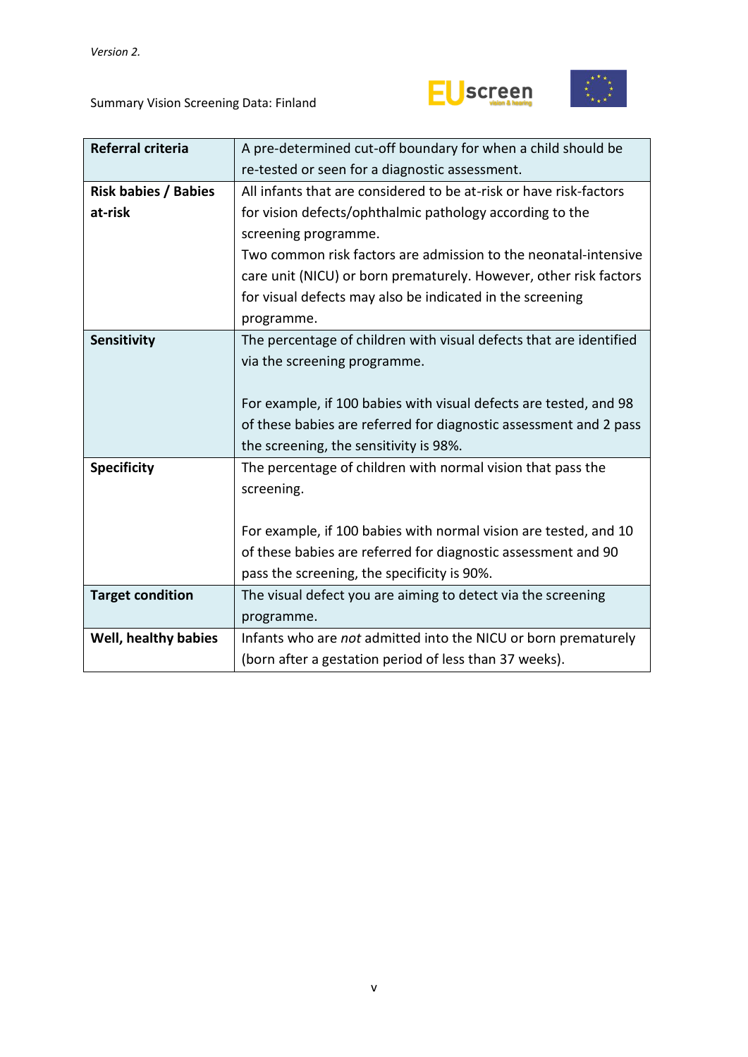| Referral criteria | A pre-determined cut-off boundary for when a child should be re-tested or seen for a diagnostic assessment. |
|---|---|
| **Risk babies / Babies at-risk** | All infants that are considered to be at-risk or have risk-factors for vision defects/ophthalmic pathology according to the screening programme.<br>Two common risk factors are admission to the neonatal-intensive care unit (NICU) or born prematurely. However, other risk factors for visual defects may also be indicated in the screening programme. |
| **Sensitivity** | The percentage of children with visual defects that are identified via the screening programme.<br><br>For example, if 100 babies with visual defects are tested, and 98 of these babies are referred for diagnostic assessment and 2 pass the screening, the sensitivity is 98%. |
| **Specificity** | The percentage of children with normal vision that pass the screening.<br><br>For example, if 100 babies with normal vision are tested, and 10 of these babies are referred for diagnostic assessment and 90 pass the screening, the specificity is 90%. |
| **Target condition** | The visual defect you are aiming to detect via the screening programme. |
| **Well, healthy babies** | Infants who are *not* admitted into the NICU or born prematurely (born after a gestation period of less than 37 weeks). |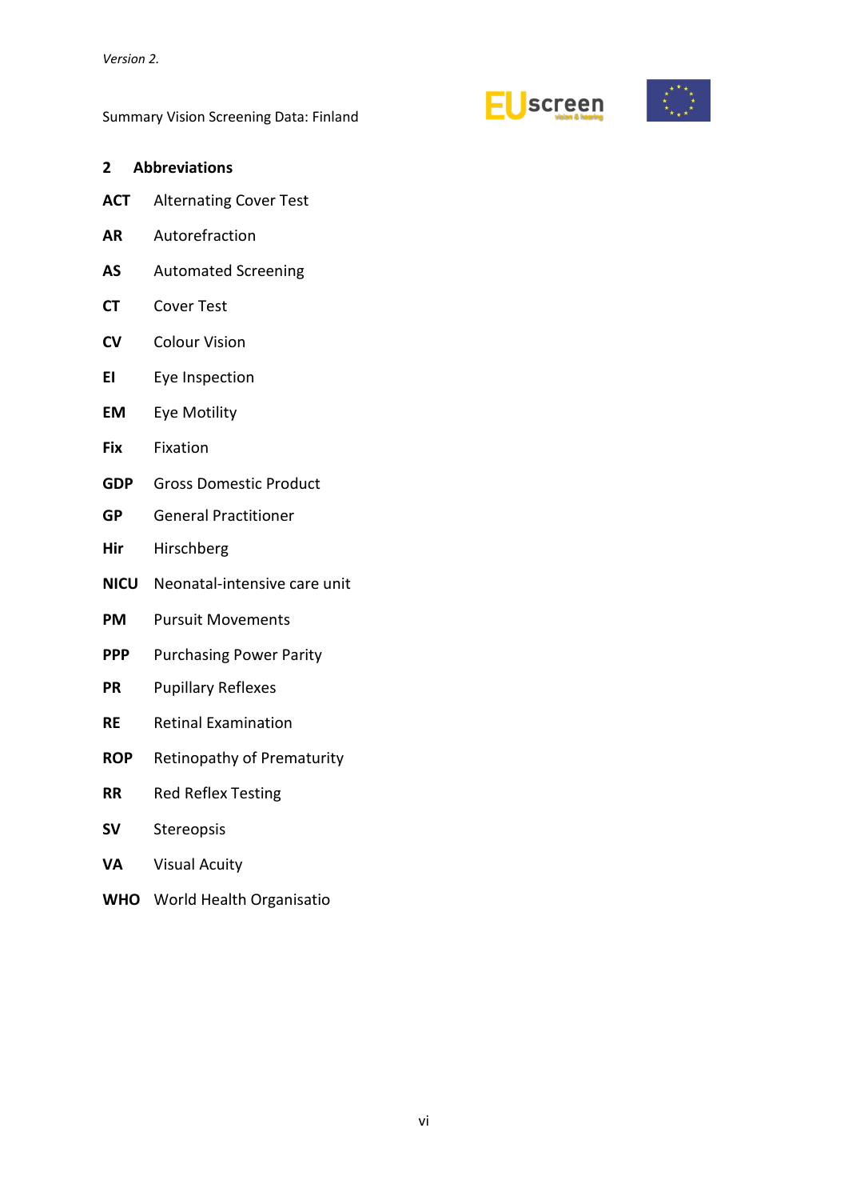## 2 Abbreviations

**ACT** Alternating Cover Test

**AR** Autorefraction

**AS** Automated Screening

**CT** Cover Test

**CV** Colour Vision

**EI** Eye Inspection

**EM** Eye Motility

**Fix** Fixation

**GDP** Gross Domestic Product

**GP** General Practitioner

**Hir** Hirschberg

**NICU** Neonatal-intensive care unit

**PM** Pursuit Movements

**PPP** Purchasing Power Parity

**PR** Pupillary Reflexes

**RE** Retinal Examination

**ROP** Retinopathy of Prematurity

**RR** Red Reflex Testing

**SV** Stereopsis

**VA** Visual Acuity

**WHO** World Health Organisatio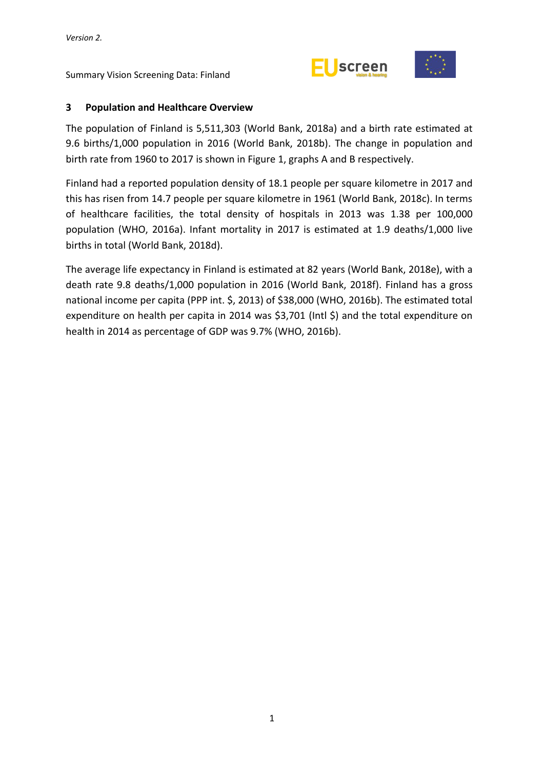## 3 Population and Healthcare Overview

The population of Finland is 5,511,303 (World Bank, 2018a) and a birth rate estimated at 9.6 births/1,000 population in 2016 (World Bank, 2018b). The change in population and birth rate from 1960 to 2017 is shown in Figure 1, graphs A and B respectively.

Finland had a reported population density of 18.1 people per square kilometre in 2017 and this has risen from 14.7 people per square kilometre in 1961 (World Bank, 2018c). In terms of healthcare facilities, the total density of hospitals in 2013 was 1.38 per 100,000 population (WHO, 2016a). Infant mortality in 2017 is estimated at 1.9 deaths/1,000 live births in total (World Bank, 2018d).

The average life expectancy in Finland is estimated at 82 years (World Bank, 2018e), with a death rate 9.8 deaths/1,000 population in 2016 (World Bank, 2018f). Finland has a gross national income per capita (PPP int. $, 2013) of $38,000 (WHO, 2016b). The estimated total expenditure on health per capita in 2014 was $3,701 (Intl $) and the total expenditure on health in 2014 as percentage of GDP was 9.7% (WHO, 2016b).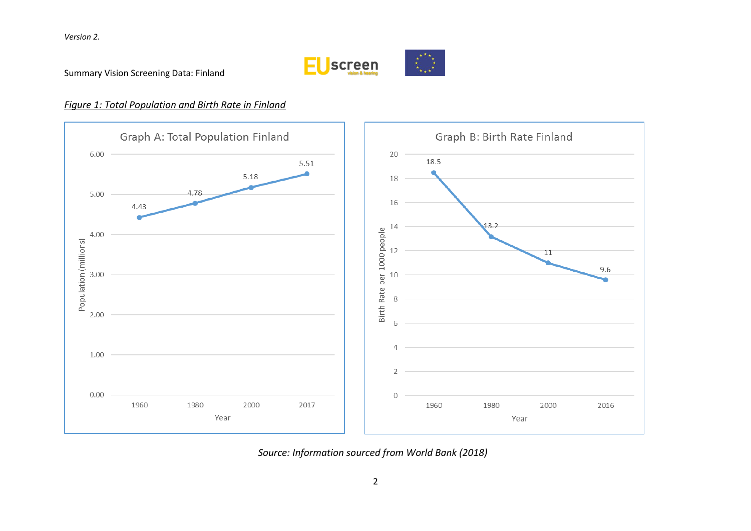Version 2.

Summary Vision Screening Data: Finland

*Figure 1: Total Population and Birth Rate in Finland*

**Graph A: Total Population Finland**

| Year | Population (millions) |
|---|---|
| 1960 | 4.43 |
| 1980 | 4.78 |
| 2000 | 5.18 |
| 2017 | 5.51 |

**Graph B: Birth Rate Finland**

| Year | Birth Rate per 1000 people |
|---|---|
| 1960 | 18.5 |
| 1980 | 13.2 |
| 2000 | 11 |
| 2016 | 9.6 |

*Source: Information sourced from World Bank (2018)*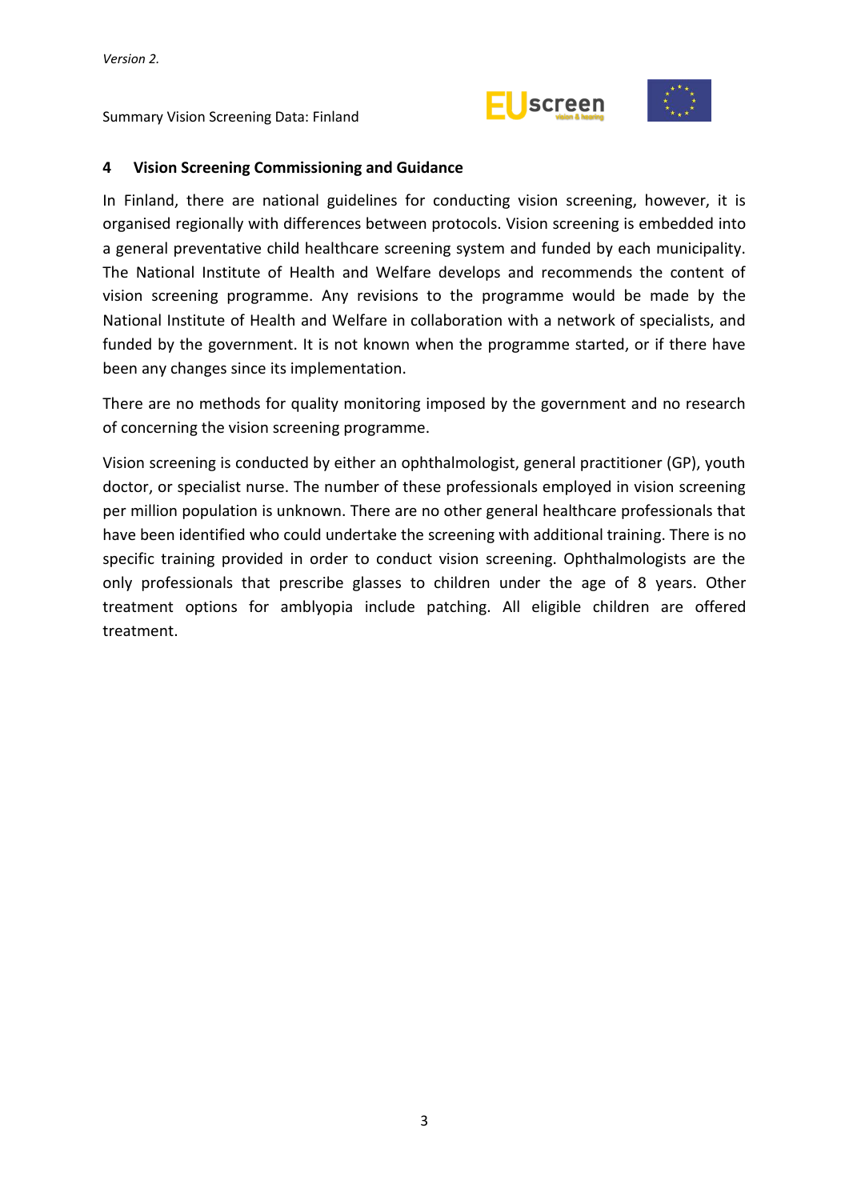## 4 Vision Screening Commissioning and Guidance

In Finland, there are national guidelines for conducting vision screening, however, it is organised regionally with differences between protocols. Vision screening is embedded into a general preventative child healthcare screening system and funded by each municipality. The National Institute of Health and Welfare develops and recommends the content of vision screening programme. Any revisions to the programme would be made by the National Institute of Health and Welfare in collaboration with a network of specialists, and funded by the government. It is not known when the programme started, or if there have been any changes since its implementation.

There are no methods for quality monitoring imposed by the government and no research of concerning the vision screening programme.

Vision screening is conducted by either an ophthalmologist, general practitioner (GP), youth doctor, or specialist nurse. The number of these professionals employed in vision screening per million population is unknown. There are no other general healthcare professionals that have been identified who could undertake the screening with additional training. There is no specific training provided in order to conduct vision screening. Ophthalmologists are the only professionals that prescribe glasses to children under the age of 8 years. Other treatment options for amblyopia include patching. All eligible children are offered treatment.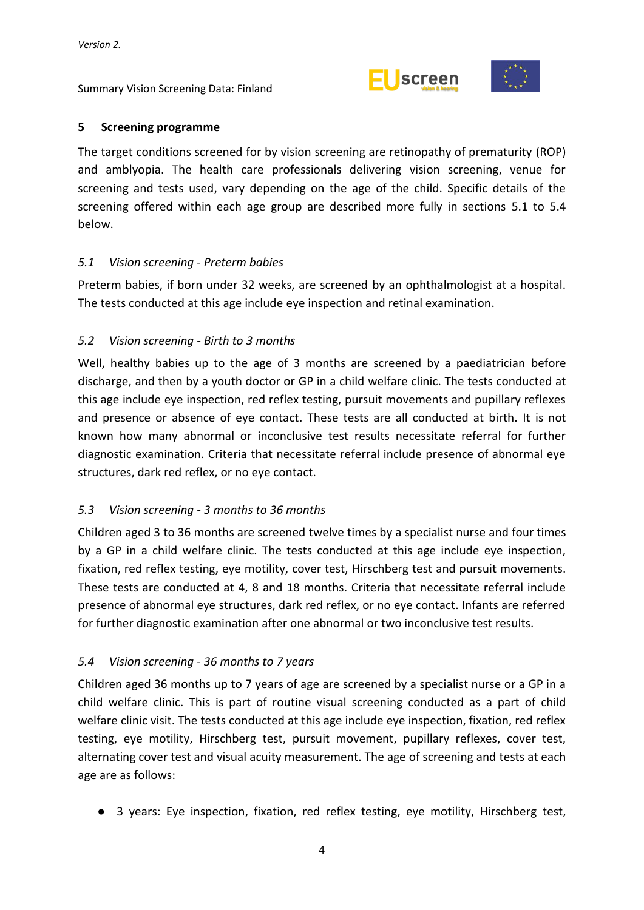## 5 Screening programme

The target conditions screened for by vision screening are retinopathy of prematurity (ROP) and amblyopia. The health care professionals delivering vision screening, venue for screening and tests used, vary depending on the age of the child. Specific details of the screening offered within each age group are described more fully in sections 5.1 to 5.4 below.

### *5.1 Vision screening - Preterm babies*

Preterm babies, if born under 32 weeks, are screened by an ophthalmologist at a hospital. The tests conducted at this age include eye inspection and retinal examination.

### *5.2 Vision screening - Birth to 3 months*

Well, healthy babies up to the age of 3 months are screened by a paediatrician before discharge, and then by a youth doctor or GP in a child welfare clinic. The tests conducted at this age include eye inspection, red reflex testing, pursuit movements and pupillary reflexes and presence or absence of eye contact. These tests are all conducted at birth. It is not known how many abnormal or inconclusive test results necessitate referral for further diagnostic examination. Criteria that necessitate referral include presence of abnormal eye structures, dark red reflex, or no eye contact.

### *5.3 Vision screening - 3 months to 36 months*

Children aged 3 to 36 months are screened twelve times by a specialist nurse and four times by a GP in a child welfare clinic. The tests conducted at this age include eye inspection, fixation, red reflex testing, eye motility, cover test, Hirschberg test and pursuit movements. These tests are conducted at 4, 8 and 18 months. Criteria that necessitate referral include presence of abnormal eye structures, dark red reflex, or no eye contact. Infants are referred for further diagnostic examination after one abnormal or two inconclusive test results.

### *5.4 Vision screening - 36 months to 7 years*

Children aged 36 months up to 7 years of age are screened by a specialist nurse or a GP in a child welfare clinic. This is part of routine visual screening conducted as a part of child welfare clinic visit. The tests conducted at this age include eye inspection, fixation, red reflex testing, eye motility, Hirschberg test, pursuit movement, pupillary reflexes, cover test, alternating cover test and visual acuity measurement. The age of screening and tests at each age are as follows:

- 3 years: Eye inspection, fixation, red reflex testing, eye motility, Hirschberg test,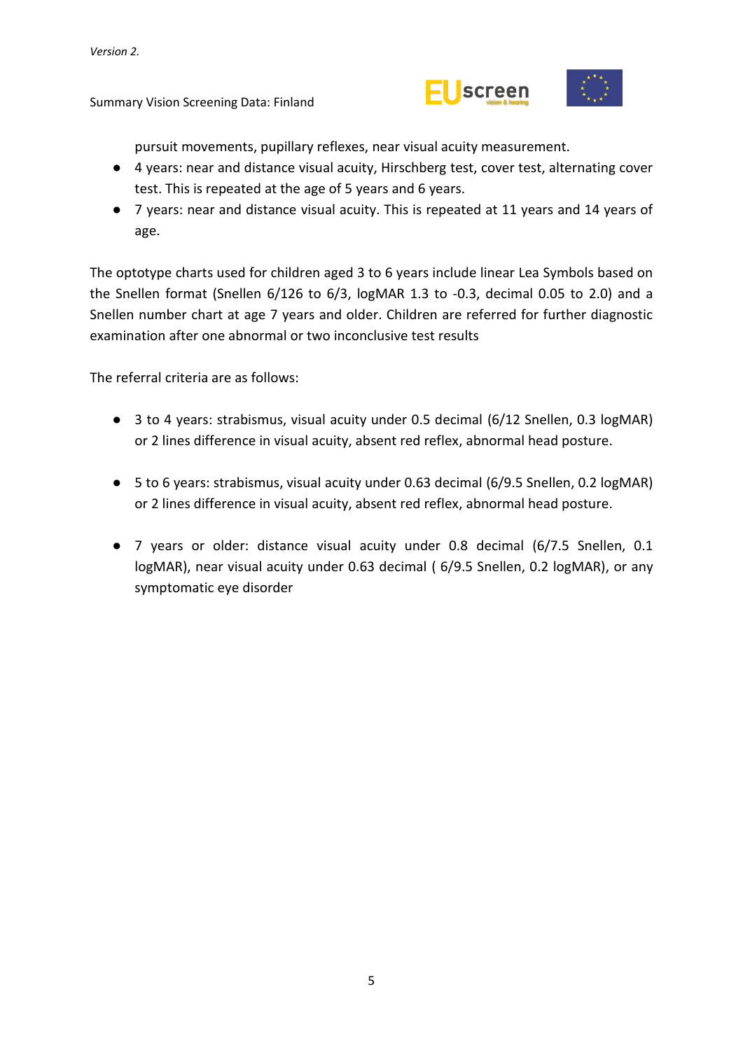pursuit movements, pupillary reflexes, near visual acuity measurement.

- 4 years: near and distance visual acuity, Hirschberg test, cover test, alternating cover test. This is repeated at the age of 5 years and 6 years.
- 7 years: near and distance visual acuity. This is repeated at 11 years and 14 years of age.

The optotype charts used for children aged 3 to 6 years include linear Lea Symbols based on the Snellen format (Snellen 6/126 to 6/3, logMAR 1.3 to -0.3, decimal 0.05 to 2.0) and a Snellen number chart at age 7 years and older. Children are referred for further diagnostic examination after one abnormal or two inconclusive test results

The referral criteria are as follows:

- 3 to 4 years: strabismus, visual acuity under 0.5 decimal (6/12 Snellen, 0.3 logMAR) or 2 lines difference in visual acuity, absent red reflex, abnormal head posture.

- 5 to 6 years: strabismus, visual acuity under 0.63 decimal (6/9.5 Snellen, 0.2 logMAR) or 2 lines difference in visual acuity, absent red reflex, abnormal head posture.

- 7 years or older: distance visual acuity under 0.8 decimal (6/7.5 Snellen, 0.1 logMAR), near visual acuity under 0.63 decimal ( 6/9.5 Snellen, 0.2 logMAR), or any symptomatic eye disorder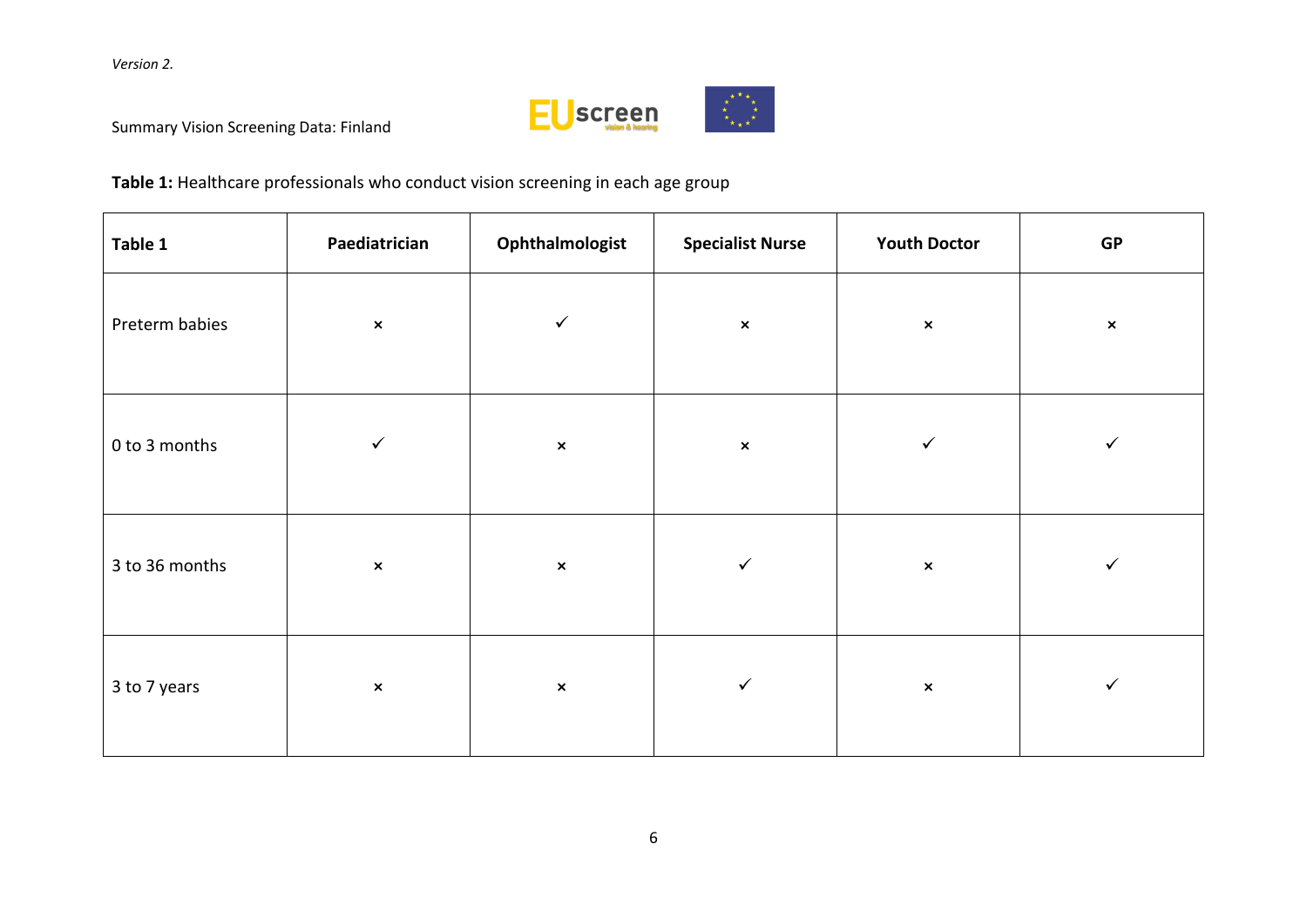Version 2.

Summary Vision Screening Data: Finland

**Table 1:** Healthcare professionals who conduct vision screening in each age group

| Table 1 | Paediatrician | Ophthalmologist | Specialist Nurse | Youth Doctor | GP |
|---|---|---|---|---|---|
| Preterm babies | × | ✓ | × | × | × |
| 0 to 3 months | ✓ | × | × | ✓ | ✓ |
| 3 to 36 months | × | × | ✓ | × | ✓ |
| 3 to 7 years | × | × | ✓ | × | ✓ |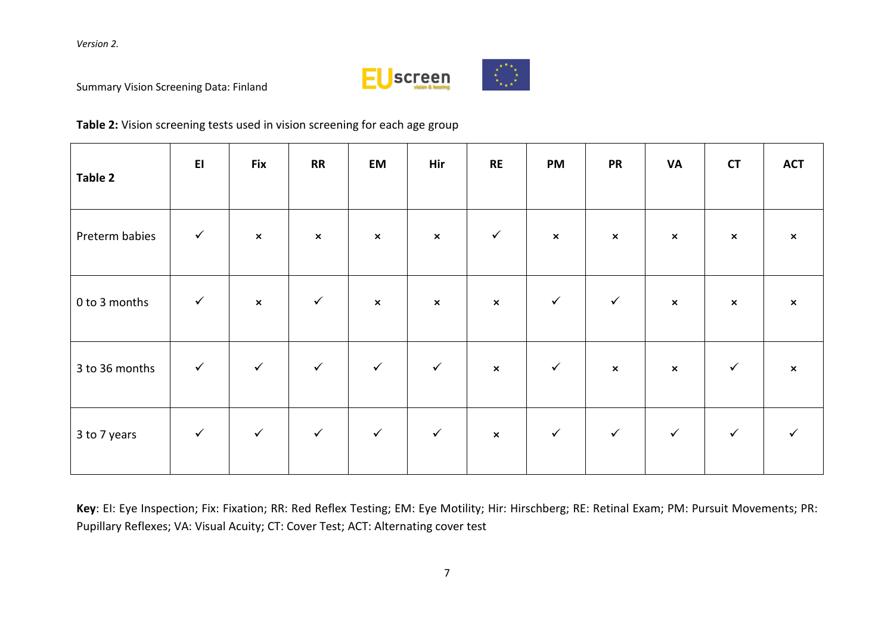*Version 2.*

Summary Vision Screening Data: Finland

**Table 2:** Vision screening tests used in vision screening for each age group

| **Table 2** | **EI** | **Fix** | **RR** | **EM** | **Hir** | **RE** | **PM** | **PR** | **VA** | **CT** | **ACT** |
|---|---|---|---|---|---|---|---|---|---|---|---|
| Preterm babies | ✓ | × | × | × | × | ✓ | × | × | × | × | × |
| 0 to 3 months | ✓ | × | ✓ | × | × | × | ✓ | ✓ | × | × | × |
| 3 to 36 months | ✓ | ✓ | ✓ | ✓ | ✓ | × | ✓ | × | × | ✓ | × |
| 3 to 7 years | ✓ | ✓ | ✓ | ✓ | ✓ | × | ✓ | ✓ | ✓ | ✓ | ✓ |

**Key**: EI: Eye Inspection; Fix: Fixation; RR: Red Reflex Testing; EM: Eye Motility; Hir: Hirschberg; RE: Retinal Exam; PM: Pursuit Movements; PR: Pupillary Reflexes; VA: Visual Acuity; CT: Cover Test; ACT: Alternating cover test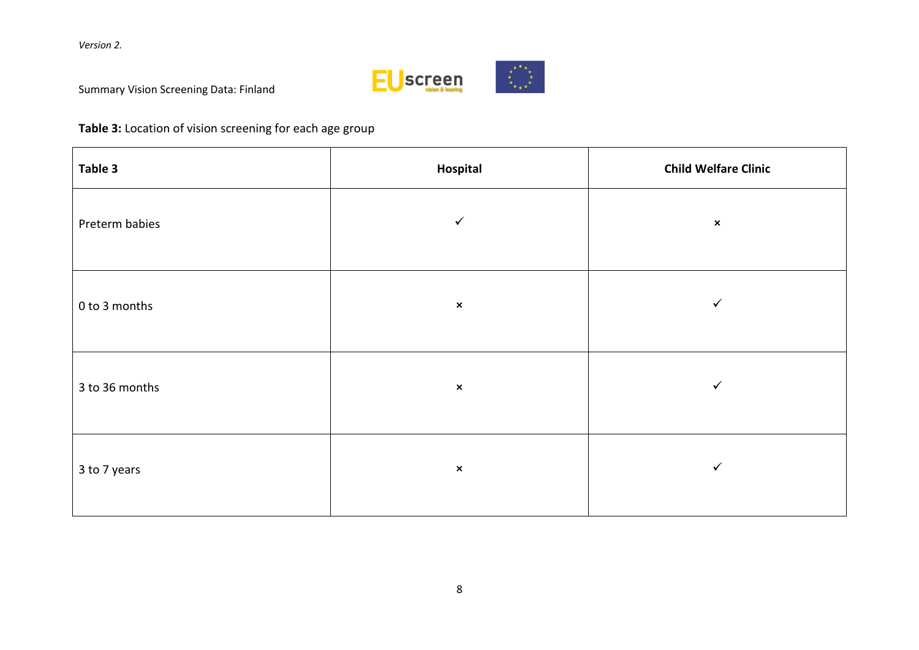**Table 3:** Location of vision screening for each age group

| Table 3 | Hospital | Child Welfare Clinic |
|---|---|---|
| Preterm babies | ✓ | × |
| 0 to 3 months | × | ✓ |
| 3 to 36 months | × | ✓ |
| 3 to 7 years | × | ✓ |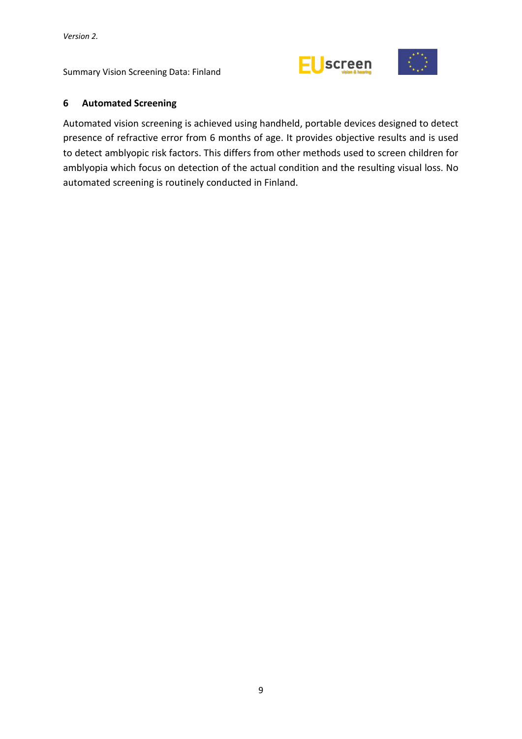## 6 Automated Screening

Automated vision screening is achieved using handheld, portable devices designed to detect presence of refractive error from 6 months of age. It provides objective results and is used to detect amblyopic risk factors. This differs from other methods used to screen children for amblyopia which focus on detection of the actual condition and the resulting visual loss. No automated screening is routinely conducted in Finland.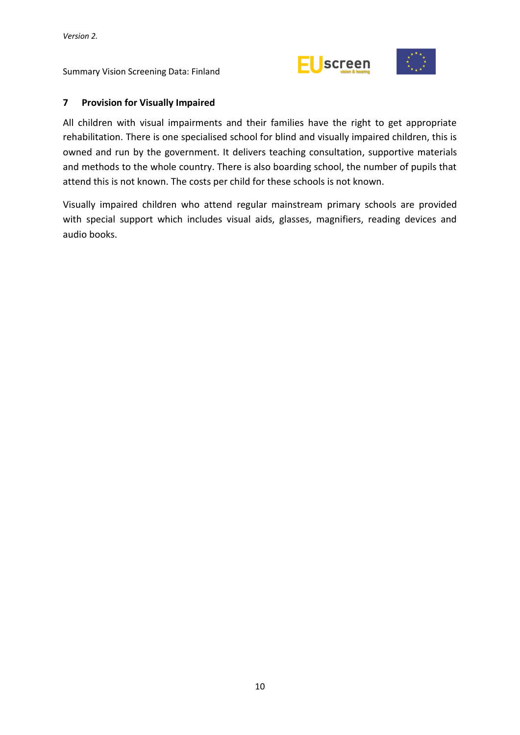## 7 Provision for Visually Impaired

All children with visual impairments and their families have the right to get appropriate rehabilitation. There is one specialised school for blind and visually impaired children, this is owned and run by the government. It delivers teaching consultation, supportive materials and methods to the whole country. There is also boarding school, the number of pupils that attend this is not known. The costs per child for these schools is not known.

Visually impaired children who attend regular mainstream primary schools are provided with special support which includes visual aids, glasses, magnifiers, reading devices and audio books.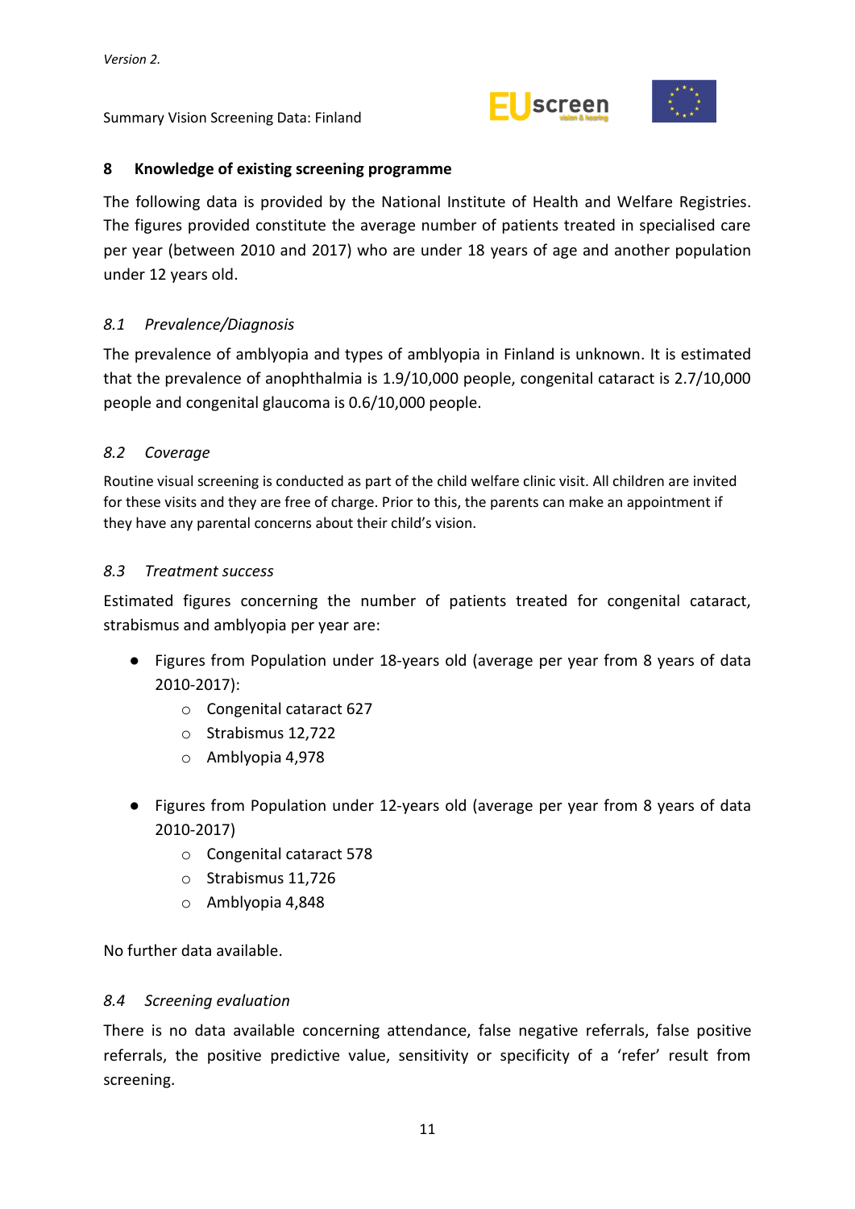## 8 Knowledge of existing screening programme

The following data is provided by the National Institute of Health and Welfare Registries. The figures provided constitute the average number of patients treated in specialised care per year (between 2010 and 2017) who are under 18 years of age and another population under 12 years old.

### *8.1 Prevalence/Diagnosis*

The prevalence of amblyopia and types of amblyopia in Finland is unknown. It is estimated that the prevalence of anophthalmia is 1.9/10,000 people, congenital cataract is 2.7/10,000 people and congenital glaucoma is 0.6/10,000 people.

### *8.2 Coverage*

Routine visual screening is conducted as part of the child welfare clinic visit. All children are invited for these visits and they are free of charge. Prior to this, the parents can make an appointment if they have any parental concerns about their child's vision.

### *8.3 Treatment success*

Estimated figures concerning the number of patients treated for congenital cataract, strabismus and amblyopia per year are:

- Figures from Population under 18-years old (average per year from 8 years of data 2010-2017):
  - Congenital cataract 627
  - Strabismus 12,722
  - Amblyopia 4,978

- Figures from Population under 12-years old (average per year from 8 years of data 2010-2017)
  - Congenital cataract 578
  - Strabismus 11,726
  - Amblyopia 4,848

No further data available.

### *8.4 Screening evaluation*

There is no data available concerning attendance, false negative referrals, false positive referrals, the positive predictive value, sensitivity or specificity of a 'refer' result from screening.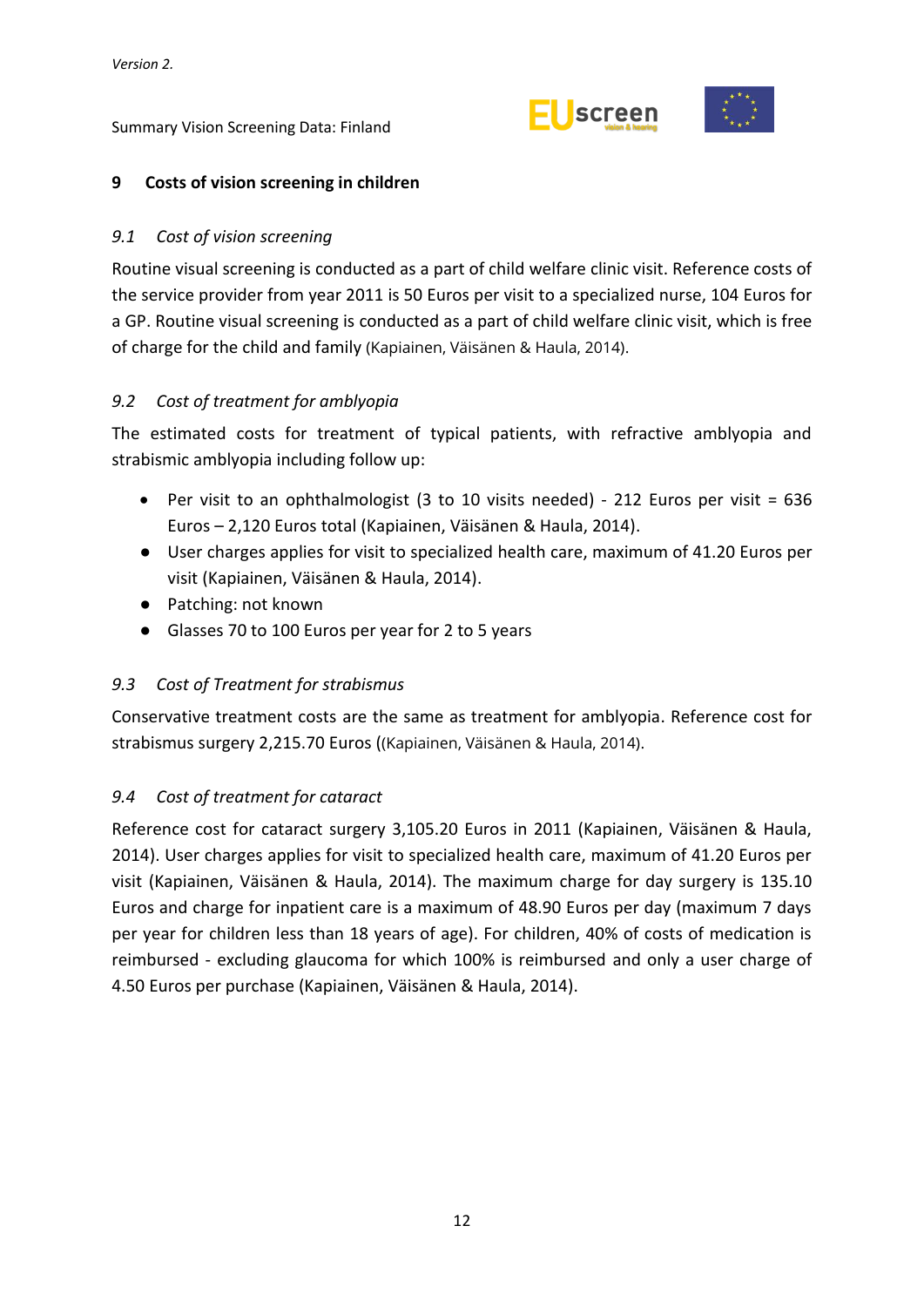## 9 Costs of vision screening in children

### *9.1 Cost of vision screening*

Routine visual screening is conducted as a part of child welfare clinic visit. Reference costs of the service provider from year 2011 is 50 Euros per visit to a specialized nurse, 104 Euros for a GP. Routine visual screening is conducted as a part of child welfare clinic visit, which is free of charge for the child and family (Kapiainen, Väisänen & Haula, 2014).

### *9.2 Cost of treatment for amblyopia*

The estimated costs for treatment of typical patients, with refractive amblyopia and strabismic amblyopia including follow up:

- Per visit to an ophthalmologist (3 to 10 visits needed) - 212 Euros per visit = 636 Euros – 2,120 Euros total (Kapiainen, Väisänen & Haula, 2014).
- User charges applies for visit to specialized health care, maximum of 41.20 Euros per visit (Kapiainen, Väisänen & Haula, 2014).
- Patching: not known
- Glasses 70 to 100 Euros per year for 2 to 5 years

### *9.3 Cost of Treatment for strabismus*

Conservative treatment costs are the same as treatment for amblyopia. Reference cost for strabismus surgery 2,215.70 Euros ((Kapiainen, Väisänen & Haula, 2014).

### *9.4 Cost of treatment for cataract*

Reference cost for cataract surgery 3,105.20 Euros in 2011 (Kapiainen, Väisänen & Haula, 2014). User charges applies for visit to specialized health care, maximum of 41.20 Euros per visit (Kapiainen, Väisänen & Haula, 2014). The maximum charge for day surgery is 135.10 Euros and charge for inpatient care is a maximum of 48.90 Euros per day (maximum 7 days per year for children less than 18 years of age). For children, 40% of costs of medication is reimbursed - excluding glaucoma for which 100% is reimbursed and only a user charge of 4.50 Euros per purchase (Kapiainen, Väisänen & Haula, 2014).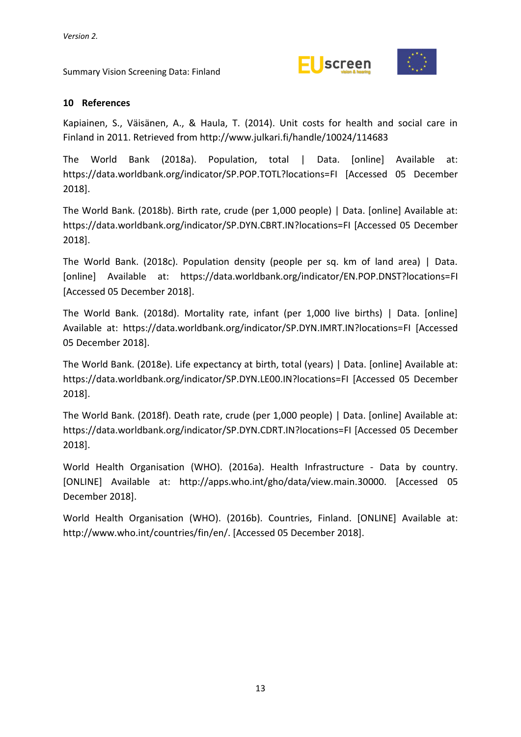## 10 References

Kapiainen, S., Väisänen, A., & Haula, T. (2014). Unit costs for health and social care in Finland in 2011. Retrieved from http://www.julkari.fi/handle/10024/114683

The World Bank (2018a). Population, total | Data. [online] Available at: https://data.worldbank.org/indicator/SP.POP.TOTL?locations=FI [Accessed 05 December 2018].

The World Bank. (2018b). Birth rate, crude (per 1,000 people) | Data. [online] Available at: https://data.worldbank.org/indicator/SP.DYN.CBRT.IN?locations=FI [Accessed 05 December 2018].

The World Bank. (2018c). Population density (people per sq. km of land area) | Data. [online] Available at: https://data.worldbank.org/indicator/EN.POP.DNST?locations=FI [Accessed 05 December 2018].

The World Bank. (2018d). Mortality rate, infant (per 1,000 live births) | Data. [online] Available at: https://data.worldbank.org/indicator/SP.DYN.IMRT.IN?locations=FI [Accessed 05 December 2018].

The World Bank. (2018e). Life expectancy at birth, total (years) | Data. [online] Available at: https://data.worldbank.org/indicator/SP.DYN.LE00.IN?locations=FI [Accessed 05 December 2018].

The World Bank. (2018f). Death rate, crude (per 1,000 people) | Data. [online] Available at: https://data.worldbank.org/indicator/SP.DYN.CDRT.IN?locations=FI [Accessed 05 December 2018].

World Health Organisation (WHO). (2016a). Health Infrastructure - Data by country. [ONLINE] Available at: http://apps.who.int/gho/data/view.main.30000. [Accessed 05 December 2018].

World Health Organisation (WHO). (2016b). Countries, Finland. [ONLINE] Available at: http://www.who.int/countries/fin/en/. [Accessed 05 December 2018].